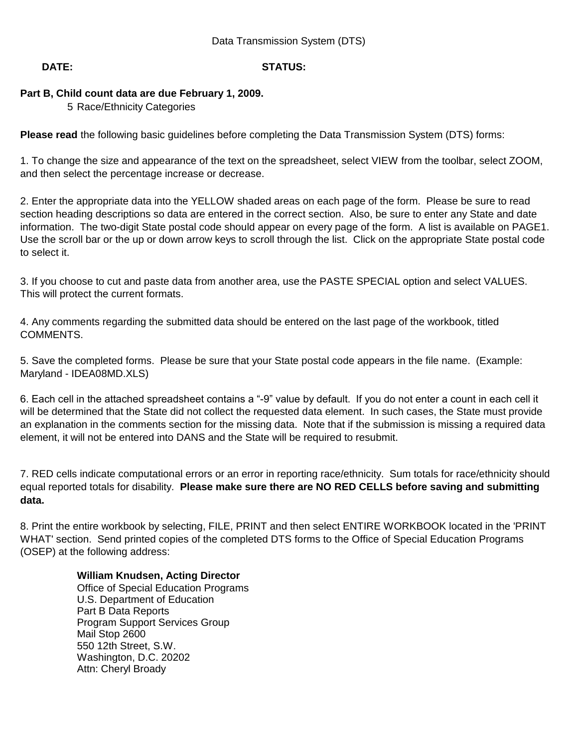Data Transmission System (DTS)

**DATE:** **STATUS:**

**Part B, Child count data are due February 1, 2009.**

5 Race/Ethnicity Categories

**Please read** the following basic guidelines before completing the Data Transmission System (DTS) forms:

1. To change the size and appearance of the text on the spreadsheet, select VIEW from the toolbar, select ZOOM, and then select the percentage increase or decrease.

2. Enter the appropriate data into the YELLOW shaded areas on each page of the form. Please be sure to read section heading descriptions so data are entered in the correct section. Also, be sure to enter any State and date information. The two-digit State postal code should appear on every page of the form. A list is available on PAGE1. Use the scroll bar or the up or down arrow keys to scroll through the list. Click on the appropriate State postal code to select it.

3. If you choose to cut and paste data from another area, use the PASTE SPECIAL option and select VALUES. This will protect the current formats.

4. Any comments regarding the submitted data should be entered on the last page of the workbook, titled COMMENTS.

5. Save the completed forms. Please be sure that your State postal code appears in the file name. (Example: Maryland - IDEA08MD.XLS)

6. Each cell in the attached spreadsheet contains a “-9” value by default. If you do not enter a count in each cell it will be determined that the State did not collect the requested data element. In such cases, the State must provide an explanation in the comments section for the missing data. Note that if the submission is missing a required data element, it will not be entered into DANS and the State will be required to resubmit.

7. RED cells indicate computational errors or an error in reporting race/ethnicity. Sum totals for race/ethnicity should equal reported totals for disability. **Please make sure there are NO RED CELLS before saving and submitting data.**

8. Print the entire workbook by selecting, FILE, PRINT and then select ENTIRE WORKBOOK located in the 'PRINT WHAT' section. Send printed copies of the completed DTS forms to the Office of Special Education Programs (OSEP) at the following address:

**William Knudsen, Acting Director**
Office of Special Education Programs
U.S. Department of Education
Part B Data Reports
Program Support Services Group
Mail Stop 2600
550 12th Street, S.W.
Washington, D.C. 20202
Attn: Cheryl Broady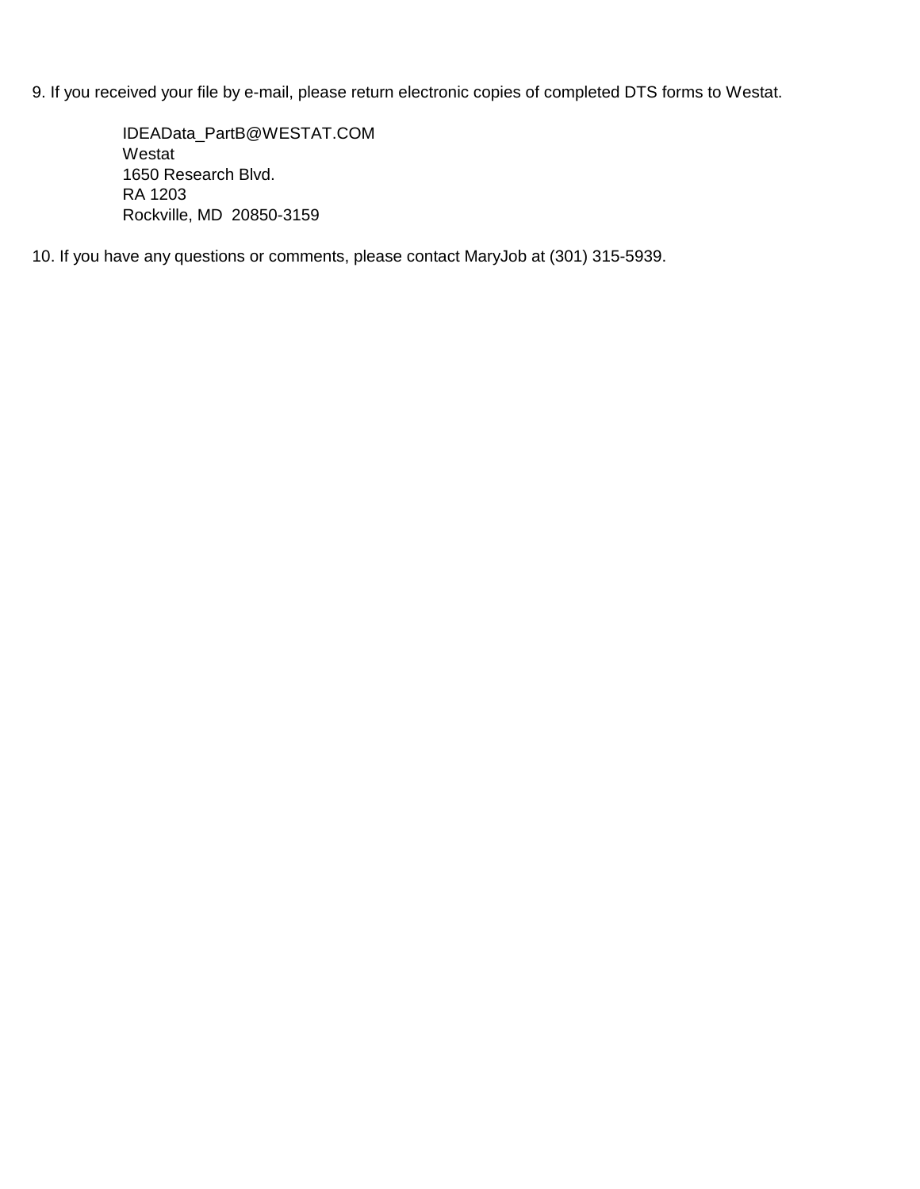9. If you received your file by e-mail, please return electronic copies of completed DTS forms to Westat.

    IDEAData_PartB@WESTAT.COM
    Westat
    1650 Research Blvd.
    RA 1203
    Rockville, MD  20850-3159

10. If you have any questions or comments, please contact MaryJob at (301) 315-5939.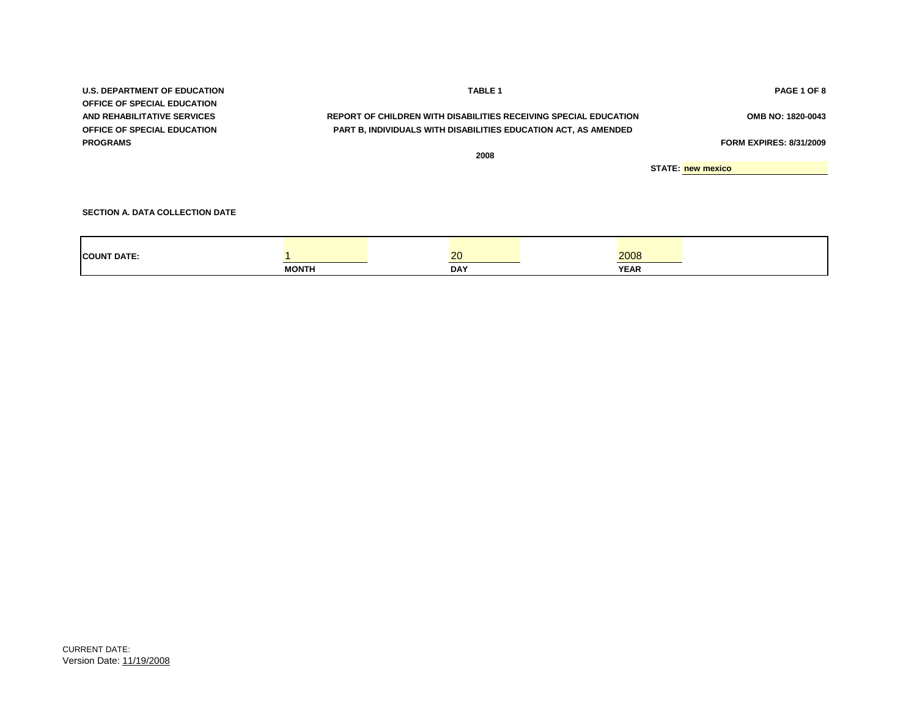U.S. DEPARTMENT OF EDUCATION
OFFICE OF SPECIAL EDUCATION
AND REHABILITATIVE SERVICES
OFFICE OF SPECIAL EDUCATION
PROGRAMS

**TABLE 1**

**PAGE 1 OF 8**

**REPORT OF CHILDREN WITH DISABILITIES RECEIVING SPECIAL EDUCATION**
**PART B, INDIVIDUALS WITH DISABILITIES EDUCATION ACT, AS AMENDED**

**2008**

OMB NO: 1820-0043

FORM EXPIRES: 8/31/2009

STATE: new mexico

### SECTION A. DATA COLLECTION DATE

| COUNT DATE: | 1 | 20 | 2008 |
|---|---|---|---|
| | MONTH | DAY | YEAR |

CURRENT DATE:
Version Date: 11/19/2008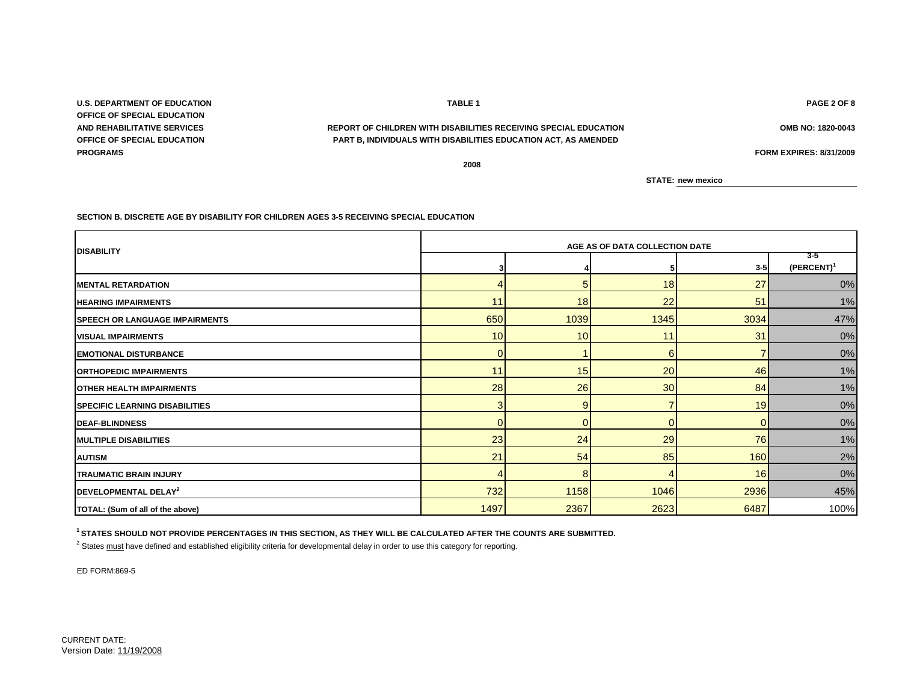U.S. DEPARTMENT OF EDUCATION
OFFICE OF SPECIAL EDUCATION
AND REHABILITATIVE SERVICES
OFFICE OF SPECIAL EDUCATION
PROGRAMS

**TABLE 1**

**REPORT OF CHILDREN WITH DISABILITIES RECEIVING SPECIAL EDUCATION**
**PART B, INDIVIDUALS WITH DISABILITIES EDUCATION ACT, AS AMENDED**

**2008**

OMB NO: 1820-0043
FORM EXPIRES: 8/31/2009

**STATE:** new mexico

**SECTION B. DISCRETE AGE BY DISABILITY FOR CHILDREN AGES 3-5 RECEIVING SPECIAL EDUCATION**

| DISABILITY | AGE AS OF DATA COLLECTION DATE | | | | |
|---|---|---|---|---|---|
| | 3 | 4 | 5 | 3-5 | 3-5 (PERCENT)[1] |
| MENTAL RETARDATION | 4 | 5 | 18 | 27 | 0% |
| HEARING IMPAIRMENTS | 11 | 18 | 22 | 51 | 1% |
| SPEECH OR LANGUAGE IMPAIRMENTS | 650 | 1039 | 1345 | 3034 | 47% |
| VISUAL IMPAIRMENTS | 10 | 10 | 11 | 31 | 0% |
| EMOTIONAL DISTURBANCE | 0 | 1 | 6 | 7 | 0% |
| ORTHOPEDIC IMPAIRMENTS | 11 | 15 | 20 | 46 | 1% |
| OTHER HEALTH IMPAIRMENTS | 28 | 26 | 30 | 84 | 1% |
| SPECIFIC LEARNING DISABILITIES | 3 | 9 | 7 | 19 | 0% |
| DEAF-BLINDNESS | 0 | 0 | 0 | 0 | 0% |
| MULTIPLE DISABILITIES | 23 | 24 | 29 | 76 | 1% |
| AUTISM | 21 | 54 | 85 | 160 | 2% |
| TRAUMATIC BRAIN INJURY | 4 | 8 | 4 | 16 | 0% |
| DEVELOPMENTAL DELAY[2] | 732 | 1158 | 1046 | 2936 | 45% |
| TOTAL: (Sum of all of the above) | 1497 | 2367 | 2623 | 6487 | 100% |

[1] **STATES SHOULD NOT PROVIDE PERCENTAGES IN THIS SECTION, AS THEY WILL BE CALCULATED AFTER THE COUNTS ARE SUBMITTED.**

[2] States must have defined and established eligibility criteria for developmental delay in order to use this category for reporting.

ED FORM:869-5

CURRENT DATE:
Version Date: 11/19/2008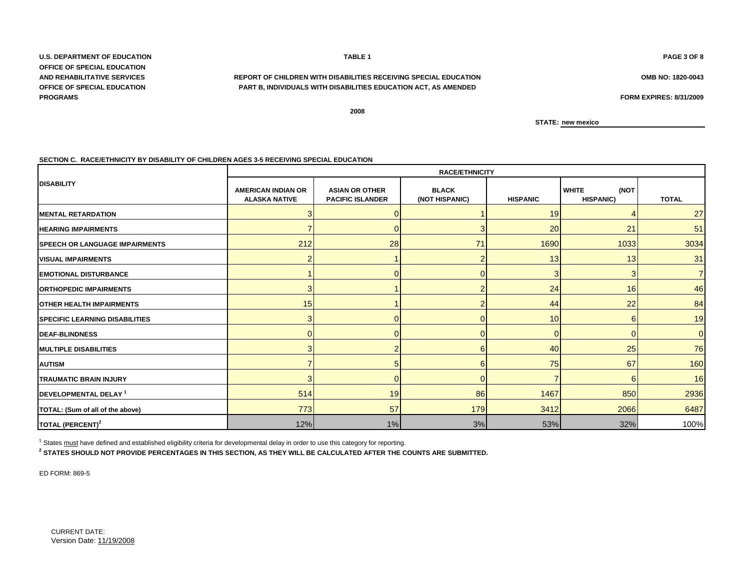U.S. DEPARTMENT OF EDUCATION
OFFICE OF SPECIAL EDUCATION
AND REHABILITATIVE SERVICES
OFFICE OF SPECIAL EDUCATION
PROGRAMS

**TABLE 1**

**REPORT OF CHILDREN WITH DISABILITIES RECEIVING SPECIAL EDUCATION**
**PART B, INDIVIDUALS WITH DISABILITIES EDUCATION ACT, AS AMENDED**

**2008**

OMB NO: 1820-0043
FORM EXPIRES: 8/31/2009

STATE: new mexico

### SECTION C. RACE/ETHNICITY BY DISABILITY OF CHILDREN AGES 3-5 RECEIVING SPECIAL EDUCATION

| DISABILITY | RACE/ETHNICITY | | | | | |
|---|---|---|---|---|---|---|
| | AMERICAN INDIAN OR ALASKA NATIVE | ASIAN OR OTHER PACIFIC ISLANDER | BLACK (NOT HISPANIC) | HISPANIC | WHITE (NOT HISPANIC) | TOTAL |
| MENTAL RETARDATION | 3 | 0 | 1 | 19 | 4 | 27 |
| HEARING IMPAIRMENTS | 7 | 0 | 3 | 20 | 21 | 51 |
| SPEECH OR LANGUAGE IMPAIRMENTS | 212 | 28 | 71 | 1690 | 1033 | 3034 |
| VISUAL IMPAIRMENTS | 2 | 1 | 2 | 13 | 13 | 31 |
| EMOTIONAL DISTURBANCE | 1 | 0 | 0 | 3 | 3 | 7 |
| ORTHOPEDIC IMPAIRMENTS | 3 | 1 | 2 | 24 | 16 | 46 |
| OTHER HEALTH IMPAIRMENTS | 15 | 1 | 2 | 44 | 22 | 84 |
| SPECIFIC LEARNING DISABILITIES | 3 | 0 | 0 | 10 | 6 | 19 |
| DEAF-BLINDNESS | 0 | 0 | 0 | 0 | 0 | 0 |
| MULTIPLE DISABILITIES | 3 | 2 | 6 | 40 | 25 | 76 |
| AUTISM | 7 | 5 | 6 | 75 | 67 | 160 |
| TRAUMATIC BRAIN INJURY | 3 | 0 | 0 | 7 | 6 | 16 |
| DEVELOPMENTAL DELAY [1] | 514 | 19 | 86 | 1467 | 850 | 2936 |
| TOTAL: (Sum of all of the above) | 773 | 57 | 179 | 3412 | 2066 | 6487 |
| TOTAL (PERCENT)[2] | 12% | 1% | 3% | 53% | 32% | 100% |

[1] States must have defined and established eligibility criteria for developmental delay in order to use this category for reporting.

[2] **STATES SHOULD NOT PROVIDE PERCENTAGES IN THIS SECTION, AS THEY WILL BE CALCULATED AFTER THE COUNTS ARE SUBMITTED.**

ED FORM: 869-5

CURRENT DATE:
Version Date: 11/19/2008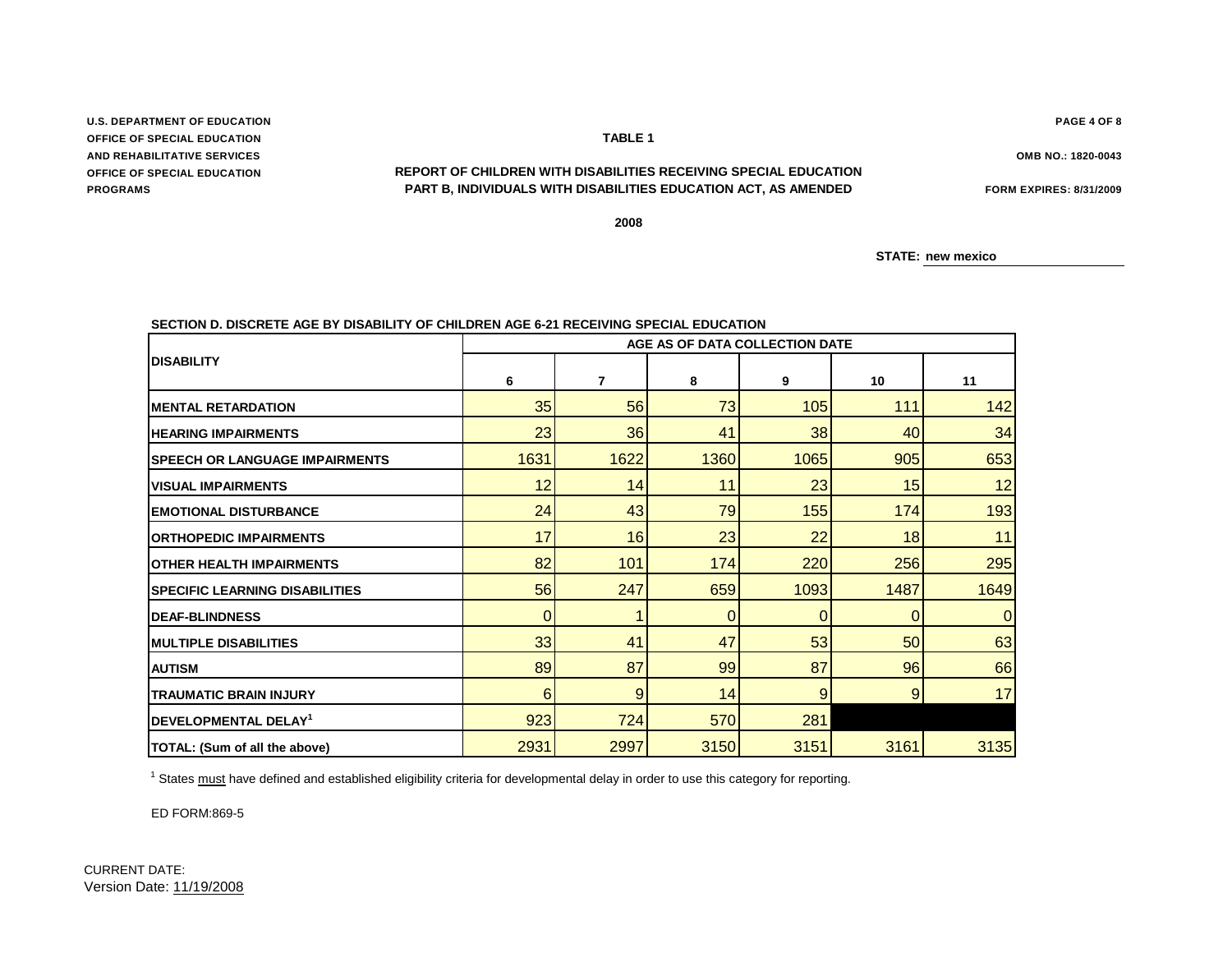U.S. DEPARTMENT OF EDUCATION
OFFICE OF SPECIAL EDUCATION
AND REHABILITATIVE SERVICES
OFFICE OF SPECIAL EDUCATION
PROGRAMS

OMB NO.: 1820-0043

FORM EXPIRES: 8/31/2009

**TABLE 1**

**REPORT OF CHILDREN WITH DISABILITIES RECEIVING SPECIAL EDUCATION**
**PART B, INDIVIDUALS WITH DISABILITIES EDUCATION ACT, AS AMENDED**

**2008**

**STATE: new mexico**

**SECTION D. DISCRETE AGE BY DISABILITY OF CHILDREN AGE 6-21 RECEIVING SPECIAL EDUCATION**

| DISABILITY | AGE AS OF DATA COLLECTION DATE | | | | | |
|---|---|---|---|---|---|---|
| | 6 | 7 | 8 | 9 | 10 | 11 |
| MENTAL RETARDATION | 35 | 56 | 73 | 105 | 111 | 142 |
| HEARING IMPAIRMENTS | 23 | 36 | 41 | 38 | 40 | 34 |
| SPEECH OR LANGUAGE IMPAIRMENTS | 1631 | 1622 | 1360 | 1065 | 905 | 653 |
| VISUAL IMPAIRMENTS | 12 | 14 | 11 | 23 | 15 | 12 |
| EMOTIONAL DISTURBANCE | 24 | 43 | 79 | 155 | 174 | 193 |
| ORTHOPEDIC IMPAIRMENTS | 17 | 16 | 23 | 22 | 18 | 11 |
| OTHER HEALTH IMPAIRMENTS | 82 | 101 | 174 | 220 | 256 | 295 |
| SPECIFIC LEARNING DISABILITIES | 56 | 247 | 659 | 1093 | 1487 | 1649 |
| DEAF-BLINDNESS | 0 | 1 | 0 | 0 | 0 | 0 |
| MULTIPLE DISABILITIES | 33 | 41 | 47 | 53 | 50 | 63 |
| AUTISM | 89 | 87 | 99 | 87 | 96 | 66 |
| TRAUMATIC BRAIN INJURY | 6 | 9 | 14 | 9 | 9 | 17 |
| DEVELOPMENTAL DELAY[1] | 923 | 724 | 570 | 281 | | |
| TOTAL: (Sum of all the above) | 2931 | 2997 | 3150 | 3151 | 3161 | 3135 |

[1] States must have defined and established eligibility criteria for developmental delay in order to use this category for reporting.

ED FORM:869-5

CURRENT DATE:
Version Date: 11/19/2008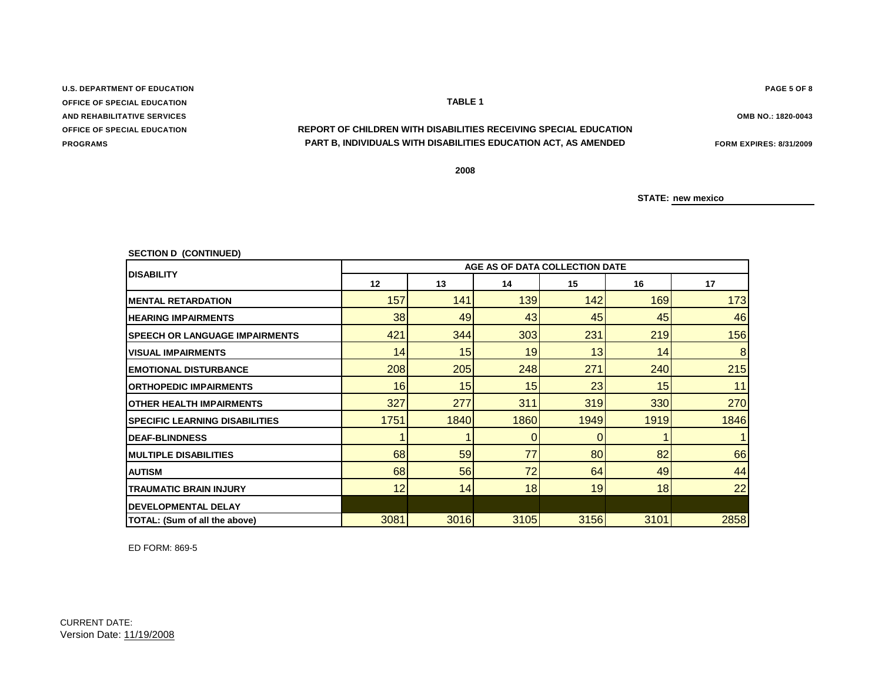U.S. DEPARTMENT OF EDUCATION
OFFICE OF SPECIAL EDUCATION
AND REHABILITATIVE SERVICES
OFFICE OF SPECIAL EDUCATION
PROGRAMS

OMB NO.: 1820-0043
FORM EXPIRES: 8/31/2009

## TABLE 1

## REPORT OF CHILDREN WITH DISABILITIES RECEIVING SPECIAL EDUCATION
## PART B, INDIVIDUALS WITH DISABILITIES EDUCATION ACT, AS AMENDED

2008

STATE: new mexico

**SECTION D (CONTINUED)**

| DISABILITY | AGE AS OF DATA COLLECTION DATE | | | | | |
|---|---|---|---|---|---|---|
| | 12 | 13 | 14 | 15 | 16 | 17 |
| MENTAL RETARDATION | 157 | 141 | 139 | 142 | 169 | 173 |
| HEARING IMPAIRMENTS | 38 | 49 | 43 | 45 | 45 | 46 |
| SPEECH OR LANGUAGE IMPAIRMENTS | 421 | 344 | 303 | 231 | 219 | 156 |
| VISUAL IMPAIRMENTS | 14 | 15 | 19 | 13 | 14 | 8 |
| EMOTIONAL DISTURBANCE | 208 | 205 | 248 | 271 | 240 | 215 |
| ORTHOPEDIC IMPAIRMENTS | 16 | 15 | 15 | 23 | 15 | 11 |
| OTHER HEALTH IMPAIRMENTS | 327 | 277 | 311 | 319 | 330 | 270 |
| SPECIFIC LEARNING DISABILITIES | 1751 | 1840 | 1860 | 1949 | 1919 | 1846 |
| DEAF-BLINDNESS | 1 | 1 | 0 | 0 | 1 | 1 |
| MULTIPLE DISABILITIES | 68 | 59 | 77 | 80 | 82 | 66 |
| AUTISM | 68 | 56 | 72 | 64 | 49 | 44 |
| TRAUMATIC BRAIN INJURY | 12 | 14 | 18 | 19 | 18 | 22 |
| DEVELOPMENTAL DELAY | | | | | | |
| TOTAL: (Sum of all the above) | 3081 | 3016 | 3105 | 3156 | 3101 | 2858 |

ED FORM: 869-5

CURRENT DATE:
Version Date: 11/19/2008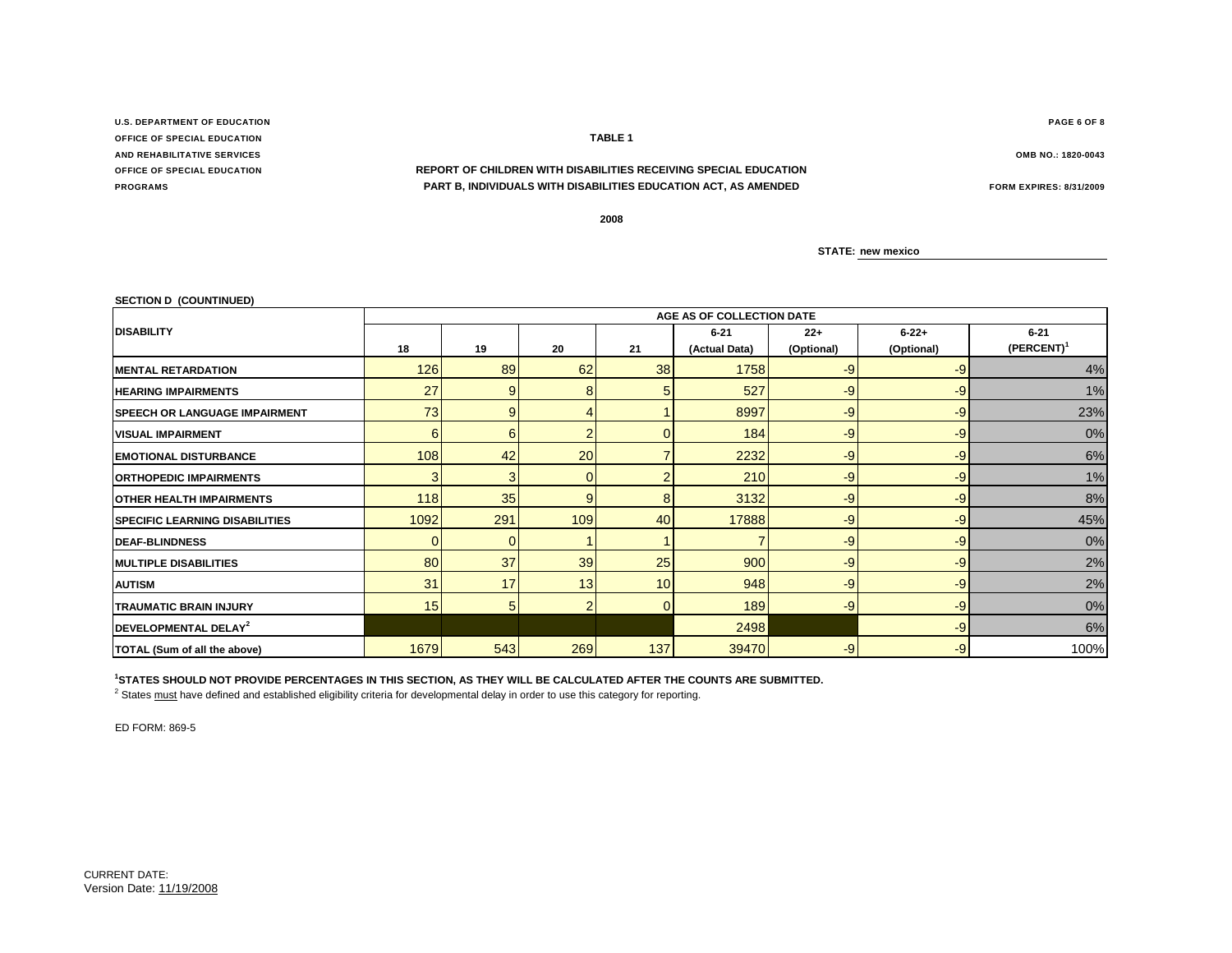U.S. DEPARTMENT OF EDUCATION
OFFICE OF SPECIAL EDUCATION
AND REHABILITATIVE SERVICES
OFFICE OF SPECIAL EDUCATION
PROGRAMS

OMB NO.: 1820-0043

FORM EXPIRES: 8/31/2009

**TABLE 1**

**REPORT OF CHILDREN WITH DISABILITIES RECEIVING SPECIAL EDUCATION**
**PART B, INDIVIDUALS WITH DISABILITIES EDUCATION ACT, AS AMENDED**

**2008**

**STATE:** new mexico

**SECTION D (COUNTINUED)**

| DISABILITY | AGE AS OF COLLECTION DATE | | | | | | | |
|---|---|---|---|---|---|---|---|---|
| | 18 | 19 | 20 | 21 | 6-21 (Actual Data) | 22+ (Optional) | 6-22+ (Optional) | 6-21 (PERCENT)[1] |
| MENTAL RETARDATION | 126 | 89 | 62 | 38 | 1758 | -9 | -9 | 4% |
| HEARING IMPAIRMENTS | 27 | 9 | 8 | 5 | 527 | -9 | -9 | 1% |
| SPEECH OR LANGUAGE IMPAIRMENT | 73 | 9 | 4 | 1 | 8997 | -9 | -9 | 23% |
| VISUAL IMPAIRMENT | 6 | 6 | 2 | 0 | 184 | -9 | -9 | 0% |
| EMOTIONAL DISTURBANCE | 108 | 42 | 20 | 7 | 2232 | -9 | -9 | 6% |
| ORTHOPEDIC IMPAIRMENTS | 3 | 3 | 0 | 2 | 210 | -9 | -9 | 1% |
| OTHER HEALTH IMPAIRMENTS | 118 | 35 | 9 | 8 | 3132 | -9 | -9 | 8% |
| SPECIFIC LEARNING DISABILITIES | 1092 | 291 | 109 | 40 | 17888 | -9 | -9 | 45% |
| DEAF-BLINDNESS | 0 | 0 | 1 | 1 | 7 | -9 | -9 | 0% |
| MULTIPLE DISABILITIES | 80 | 37 | 39 | 25 | 900 | -9 | -9 | 2% |
| AUTISM | 31 | 17 | 13 | 10 | 948 | -9 | -9 | 2% |
| TRAUMATIC BRAIN INJURY | 15 | 5 | 2 | 0 | 189 | -9 | -9 | 0% |
| DEVELOPMENTAL DELAY[2] | | | | | 2498 | | -9 | 6% |
| TOTAL (Sum of all the above) | 1679 | 543 | 269 | 137 | 39470 | -9 | -9 | 100% |

[1]**STATES SHOULD NOT PROVIDE PERCENTAGES IN THIS SECTION, AS THEY WILL BE CALCULATED AFTER THE COUNTS ARE SUBMITTED.**

[2] States must have defined and established eligibility criteria for developmental delay in order to use this category for reporting.

ED FORM: 869-5

CURRENT DATE:
Version Date: 11/19/2008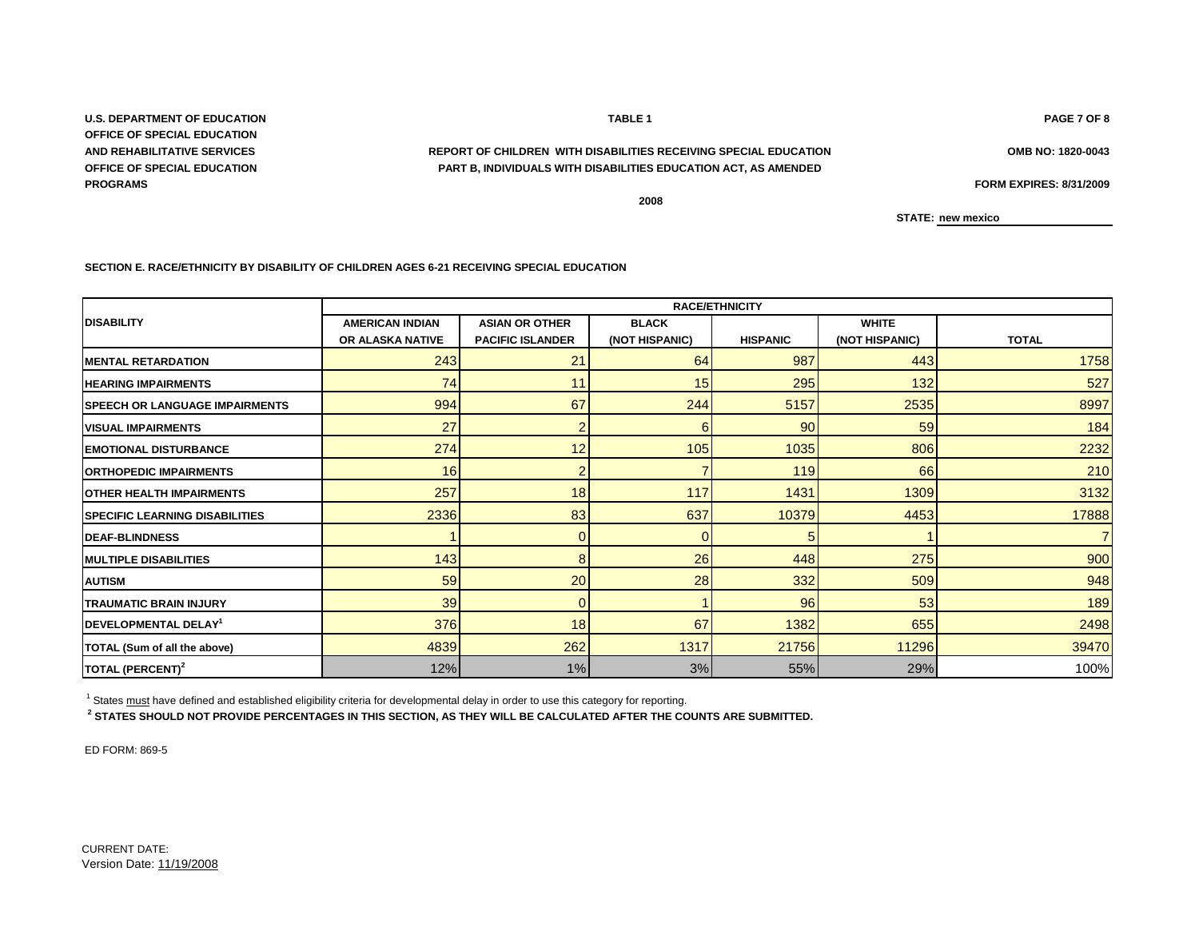U.S. DEPARTMENT OF EDUCATION
OFFICE OF SPECIAL EDUCATION
AND REHABILITATIVE SERVICES
OFFICE OF SPECIAL EDUCATION
PROGRAMS

**TABLE 1**

**REPORT OF CHILDREN WITH DISABILITIES RECEIVING SPECIAL EDUCATION**
**PART B, INDIVIDUALS WITH DISABILITIES EDUCATION ACT, AS AMENDED**

**2008**

OMB NO: 1820-0043

FORM EXPIRES: 8/31/2009

STATE: new mexico

### SECTION E. RACE/ETHNICITY BY DISABILITY OF CHILDREN AGES 6-21 RECEIVING SPECIAL EDUCATION

| DISABILITY | RACE/ETHNICITY | | | | | |
|---|---|---|---|---|---|---|
| | AMERICAN INDIAN OR ALASKA NATIVE | ASIAN OR OTHER PACIFIC ISLANDER | BLACK (NOT HISPANIC) | HISPANIC | WHITE (NOT HISPANIC) | TOTAL |
| MENTAL RETARDATION | 243 | 21 | 64 | 987 | 443 | 1758 |
| HEARING IMPAIRMENTS | 74 | 11 | 15 | 295 | 132 | 527 |
| SPEECH OR LANGUAGE IMPAIRMENTS | 994 | 67 | 244 | 5157 | 2535 | 8997 |
| VISUAL IMPAIRMENTS | 27 | 2 | 6 | 90 | 59 | 184 |
| EMOTIONAL DISTURBANCE | 274 | 12 | 105 | 1035 | 806 | 2232 |
| ORTHOPEDIC IMPAIRMENTS | 16 | 2 | 7 | 119 | 66 | 210 |
| OTHER HEALTH IMPAIRMENTS | 257 | 18 | 117 | 1431 | 1309 | 3132 |
| SPECIFIC LEARNING DISABILITIES | 2336 | 83 | 637 | 10379 | 4453 | 17888 |
| DEAF-BLINDNESS | 1 | 0 | 0 | 5 | 1 | 7 |
| MULTIPLE DISABILITIES | 143 | 8 | 26 | 448 | 275 | 900 |
| AUTISM | 59 | 20 | 28 | 332 | 509 | 948 |
| TRAUMATIC BRAIN INJURY | 39 | 0 | 1 | 96 | 53 | 189 |
| DEVELOPMENTAL DELAY[1] | 376 | 18 | 67 | 1382 | 655 | 2498 |
| TOTAL (Sum of all the above) | 4839 | 262 | 1317 | 21756 | 11296 | 39470 |
| TOTAL (PERCENT)[2] | 12% | 1% | 3% | 55% | 29% | 100% |

[1] States must have defined and established eligibility criteria for developmental delay in order to use this category for reporting.

[2] **STATES SHOULD NOT PROVIDE PERCENTAGES IN THIS SECTION, AS THEY WILL BE CALCULATED AFTER THE COUNTS ARE SUBMITTED.**

ED FORM: 869-5

CURRENT DATE:
Version Date: 11/19/2008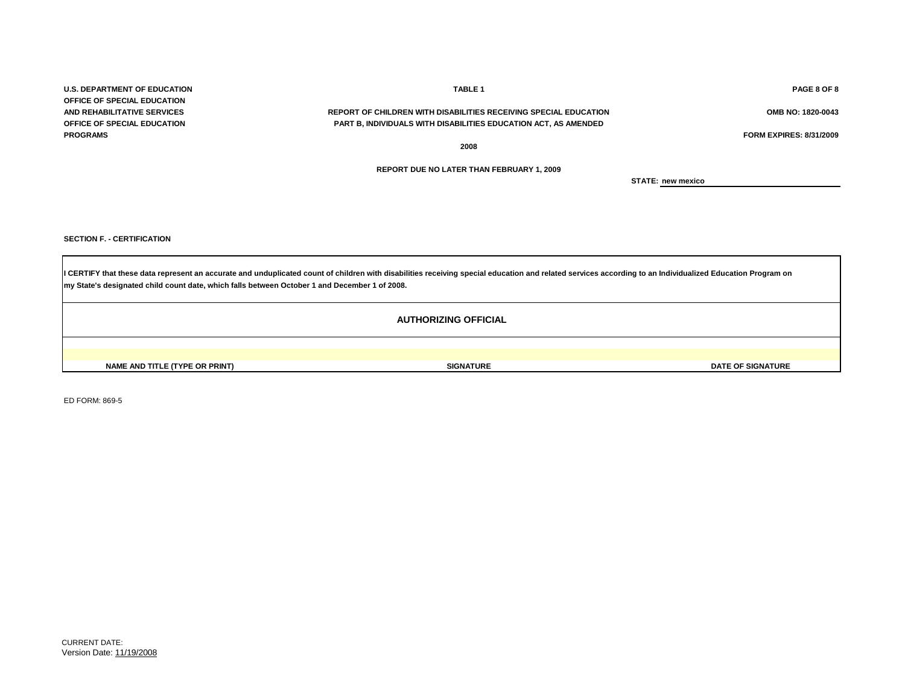U.S. DEPARTMENT OF EDUCATION
OFFICE OF SPECIAL EDUCATION
AND REHABILITATIVE SERVICES
OFFICE OF SPECIAL EDUCATION
PROGRAMS

**TABLE 1**

**REPORT OF CHILDREN WITH DISABILITIES RECEIVING SPECIAL EDUCATION**
**PART B, INDIVIDUALS WITH DISABILITIES EDUCATION ACT, AS AMENDED**

**2008**

**REPORT DUE NO LATER THAN FEBRUARY 1, 2009**

OMB NO: 1820-0043

FORM EXPIRES: 8/31/2009

**STATE:** new mexico

**SECTION F. - CERTIFICATION**

| I CERTIFY that these data represent an accurate and unduplicated count of children with disabilities receiving special education and related services according to an Individualized Education Program on my State's designated child count date, which falls between October 1 and December 1 of 2008. | | |
|---|---|---|
| **AUTHORIZING OFFICIAL** | | |
| | | |
| **NAME AND TITLE (TYPE OR PRINT)** | **SIGNATURE** | **DATE OF SIGNATURE** |

ED FORM: 869-5

CURRENT DATE:
Version Date: 11/19/2008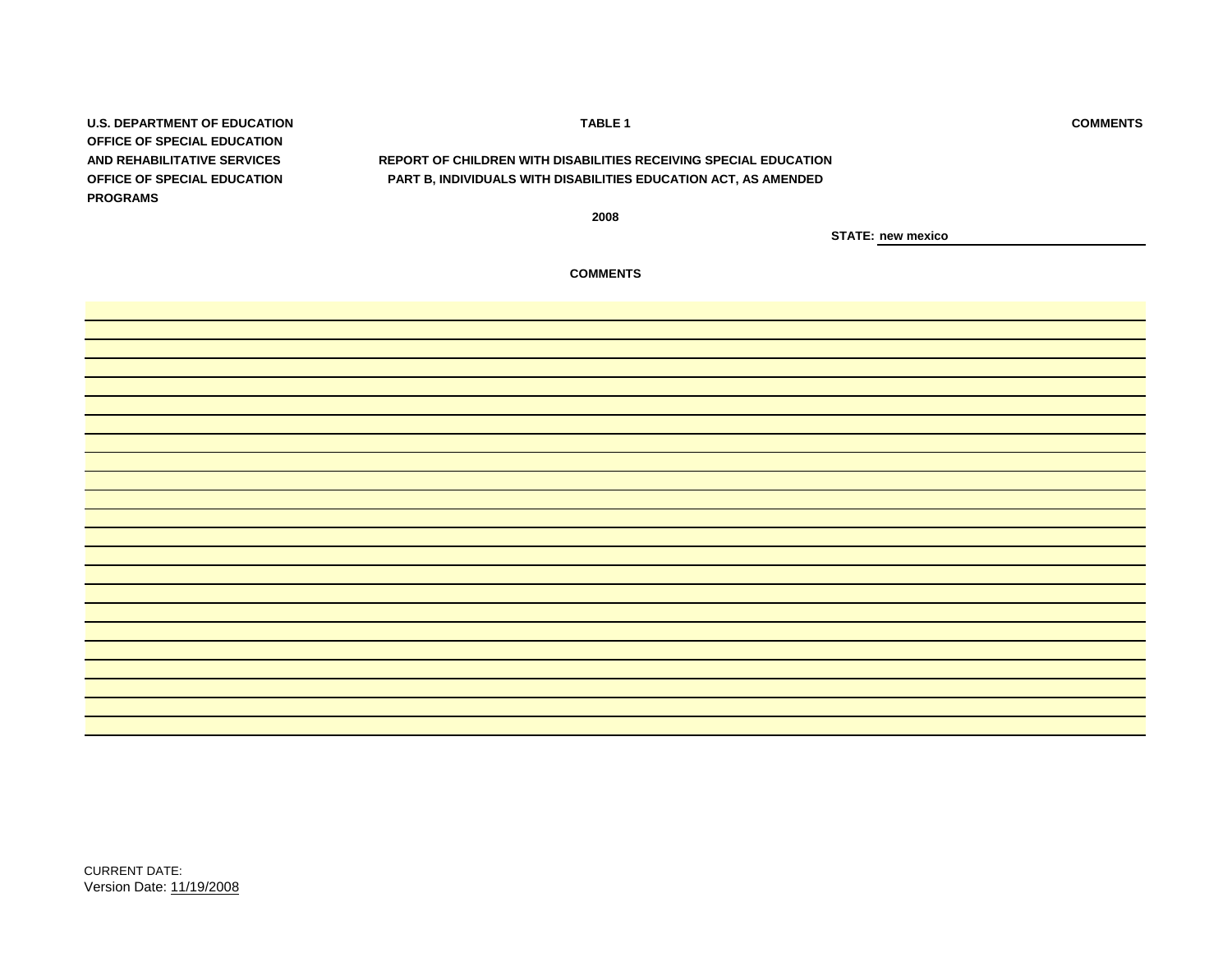**U.S. DEPARTMENT OF EDUCATION**
**OFFICE OF SPECIAL EDUCATION AND REHABILITATIVE SERVICES**
**OFFICE OF SPECIAL EDUCATION PROGRAMS**

**TABLE 1**

**COMMENTS**

**REPORT OF CHILDREN WITH DISABILITIES RECEIVING SPECIAL EDUCATION**
**PART B, INDIVIDUALS WITH DISABILITIES EDUCATION ACT, AS AMENDED**

**2008**

**STATE:** new mexico

**COMMENTS**

CURRENT DATE:
Version Date: 11/19/2008